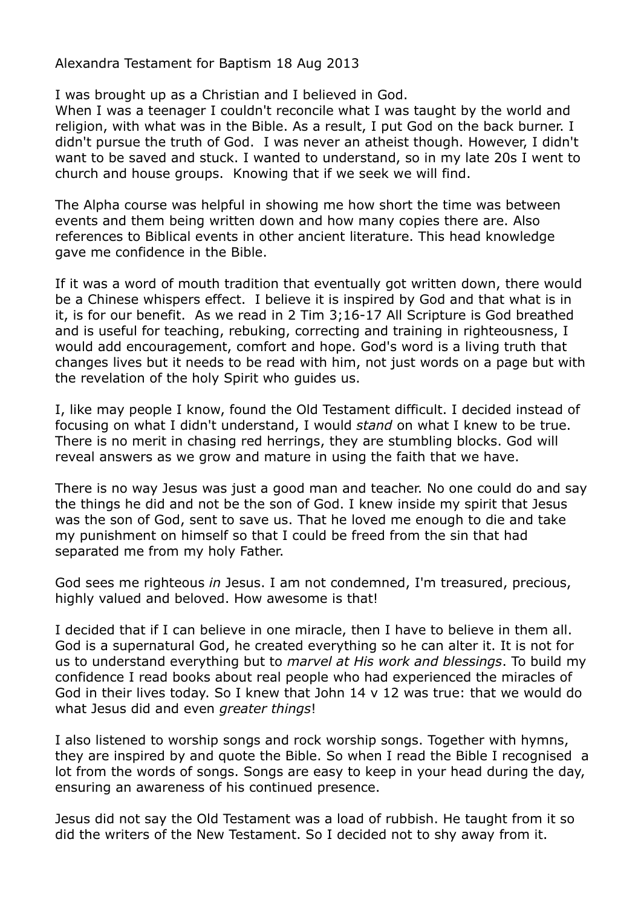Alexandra Testament for Baptism 18 Aug 2013

I was brought up as a Christian and I believed in God.
When I was a teenager I couldn't reconcile what I was taught by the world and religion, with what was in the Bible. As a result, I put God on the back burner. I didn't pursue the truth of God. I was never an atheist though. However, I didn't want to be saved and stuck. I wanted to understand, so in my late 20s I went to church and house groups. Knowing that if we seek we will find.

The Alpha course was helpful in showing me how short the time was between events and them being written down and how many copies there are. Also references to Biblical events in other ancient literature. This head knowledge gave me confidence in the Bible.

If it was a word of mouth tradition that eventually got written down, there would be a Chinese whispers effect. I believe it is inspired by God and that what is in it, is for our benefit. As we read in 2 Tim 3;16-17 All Scripture is God breathed and is useful for teaching, rebuking, correcting and training in righteousness, I would add encouragement, comfort and hope. God's word is a living truth that changes lives but it needs to be read with him, not just words on a page but with the revelation of the holy Spirit who guides us.

I, like may people I know, found the Old Testament difficult. I decided instead of focusing on what I didn't understand, I would *stand* on what I knew to be true. There is no merit in chasing red herrings, they are stumbling blocks. God will reveal answers as we grow and mature in using the faith that we have.

There is no way Jesus was just a good man and teacher. No one could do and say the things he did and not be the son of God. I knew inside my spirit that Jesus was the son of God, sent to save us. That he loved me enough to die and take my punishment on himself so that I could be freed from the sin that had separated me from my holy Father.

God sees me righteous *in* Jesus. I am not condemned, I'm treasured, precious, highly valued and beloved. How awesome is that!

I decided that if I can believe in one miracle, then I have to believe in them all. God is a supernatural God, he created everything so he can alter it. It is not for us to understand everything but to *marvel at His work and blessings*. To build my confidence I read books about real people who had experienced the miracles of God in their lives today. So I knew that John 14 v 12 was true: that we would do what Jesus did and even *greater things*!

I also listened to worship songs and rock worship songs. Together with hymns, they are inspired by and quote the Bible. So when I read the Bible I recognised a lot from the words of songs. Songs are easy to keep in your head during the day, ensuring an awareness of his continued presence.

Jesus did not say the Old Testament was a load of rubbish. He taught from it so did the writers of the New Testament. So I decided not to shy away from it.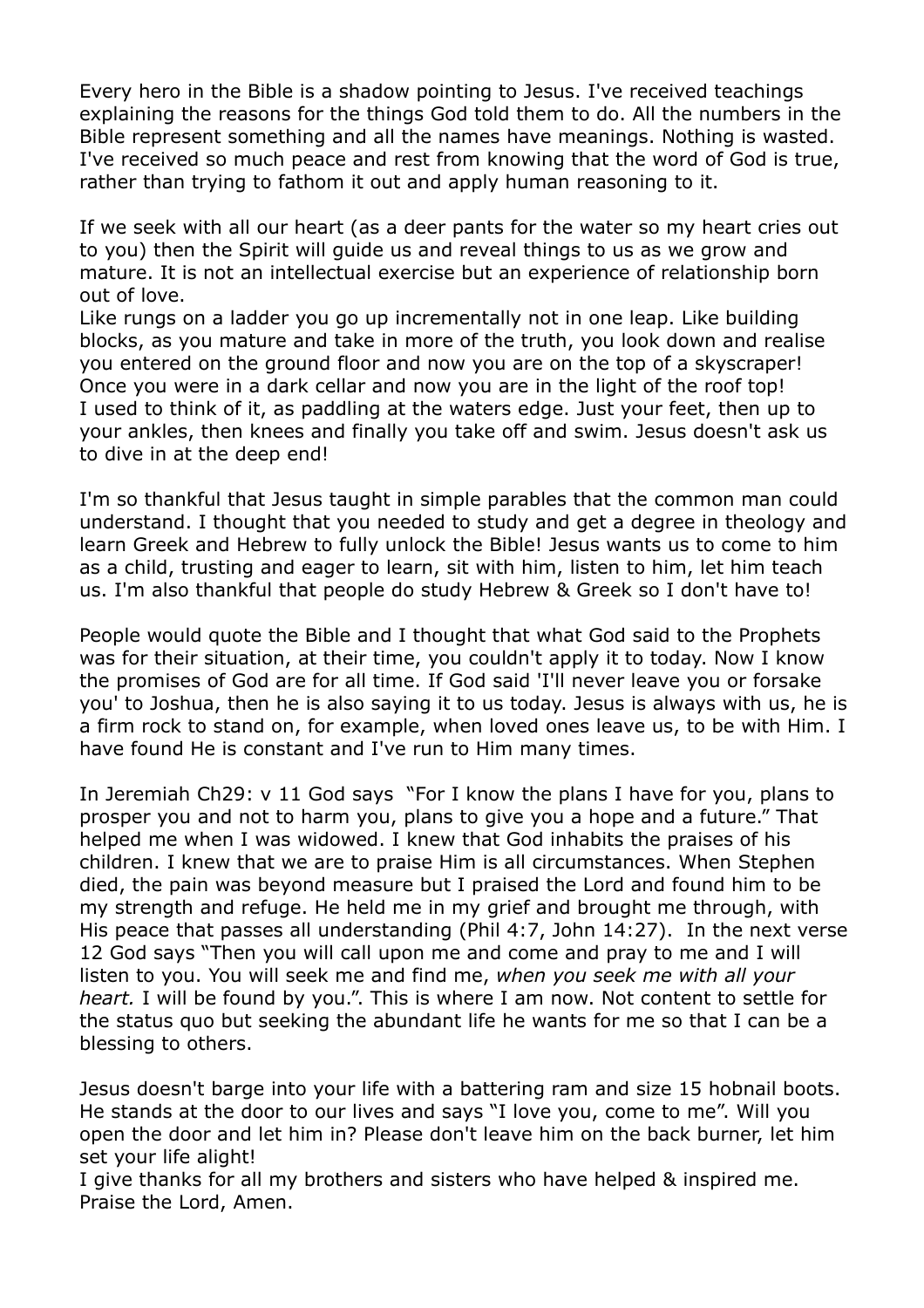Every hero in the Bible is a shadow pointing to Jesus. I've received teachings explaining the reasons for the things God told them to do. All the numbers in the Bible represent something and all the names have meanings. Nothing is wasted. I've received so much peace and rest from knowing that the word of God is true, rather than trying to fathom it out and apply human reasoning to it.

If we seek with all our heart (as a deer pants for the water so my heart cries out to you) then the Spirit will guide us and reveal things to us as we grow and mature. It is not an intellectual exercise but an experience of relationship born out of love.
Like rungs on a ladder you go up incrementally not in one leap. Like building blocks, as you mature and take in more of the truth, you look down and realise you entered on the ground floor and now you are on the top of a skyscraper! Once you were in a dark cellar and now you are in the light of the roof top!
I used to think of it, as paddling at the waters edge. Just your feet, then up to your ankles, then knees and finally you take off and swim. Jesus doesn't ask us to dive in at the deep end!

I'm so thankful that Jesus taught in simple parables that the common man could understand. I thought that you needed to study and get a degree in theology and learn Greek and Hebrew to fully unlock the Bible! Jesus wants us to come to him as a child, trusting and eager to learn, sit with him, listen to him, let him teach us. I'm also thankful that people do study Hebrew & Greek so I don't have to!

People would quote the Bible and I thought that what God said to the Prophets was for their situation, at their time, you couldn't apply it to today. Now I know the promises of God are for all time. If God said 'I'll never leave you or forsake you' to Joshua, then he is also saying it to us today. Jesus is always with us, he is a firm rock to stand on, for example, when loved ones leave us, to be with Him. I have found He is constant and I've run to Him many times.

In Jeremiah Ch29: v 11 God says "For I know the plans I have for you, plans to prosper you and not to harm you, plans to give you a hope and a future." That helped me when I was widowed. I knew that God inhabits the praises of his children. I knew that we are to praise Him is all circumstances. When Stephen died, the pain was beyond measure but I praised the Lord and found him to be my strength and refuge. He held me in my grief and brought me through, with His peace that passes all understanding (Phil 4:7, John 14:27). In the next verse 12 God says "Then you will call upon me and come and pray to me and I will listen to you. You will seek me and find me, *when you seek me with all your heart.* I will be found by you.". This is where I am now. Not content to settle for the status quo but seeking the abundant life he wants for me so that I can be a blessing to others.

Jesus doesn't barge into your life with a battering ram and size 15 hobnail boots. He stands at the door to our lives and says "I love you, come to me". Will you open the door and let him in? Please don't leave him on the back burner, let him set your life alight!
I give thanks for all my brothers and sisters who have helped & inspired me. Praise the Lord, Amen.